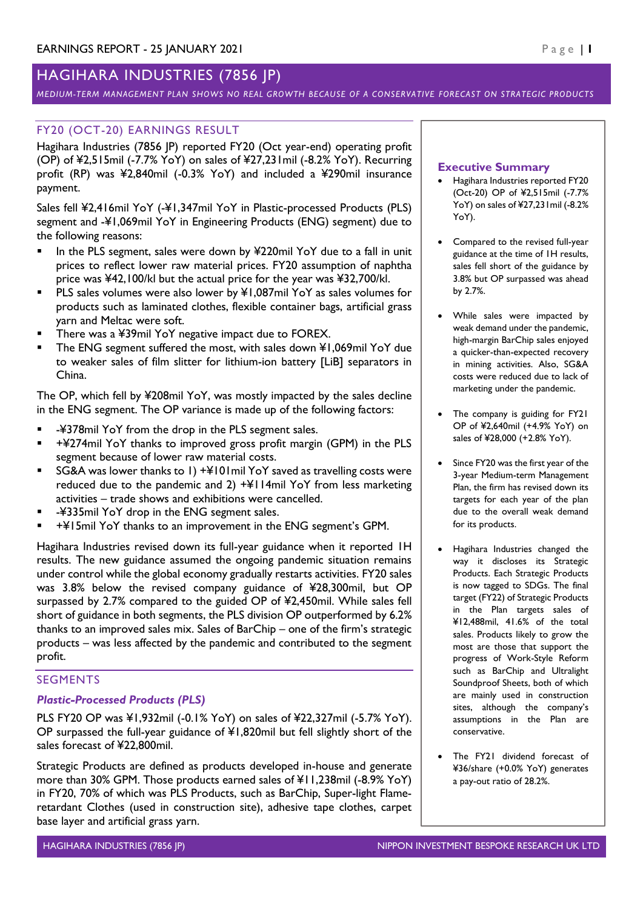# HAGIHARA INDUSTRIES (7856 JP)

*MEDIUM-TERM MANAGEMENT PLAN SHOWS NO REAL GROWTH BECAUSE OF A CONSERVATIVE FORECAST ON STRATEGIC PRODUCTS*

## FY20 (OCT-20) EARNINGS RESULT

Hagihara Industries (7856 JP) reported FY20 (Oct year-end) operating profit (OP) of ¥2,515mil (-7.7% YoY) on sales of ¥27,231mil (-8.2% YoY). Recurring profit (RP) was ¥2,840mil (-0.3% YoY) and included a ¥290mil insurance payment.

Sales fell ¥2,416mil YoY (-¥1,347mil YoY in Plastic-processed Products (PLS) segment and -¥1,069mil YoY in Engineering Products (ENG) segment) due to the following reasons:

- In the PLS segment, sales were down by ¥220mil YoY due to a fall in unit prices to reflect lower raw material prices. FY20 assumption of naphtha price was ¥42,100/kl but the actual price for the year was ¥32,700/kl.
- PLS sales volumes were also lower by ¥1,087mil YoY as sales volumes for products such as laminated clothes, flexible container bags, artificial grass yarn and Meltac were soft.
- There was a ¥39mil YoY negative impact due to FOREX.
- The ENG segment suffered the most, with sales down ¥1,069mil YoY due to weaker sales of film slitter for lithium-ion battery [LiB] separators in China.

The OP, which fell by ¥208mil YoY, was mostly impacted by the sales decline in the ENG segment. The OP variance is made up of the following factors:

- -¥378mil YoY from the drop in the PLS segment sales.
- +¥274mil YoY thanks to improved gross profit margin (GPM) in the PLS segment because of lower raw material costs.
- SG&A was lower thanks to 1) +¥101mil YoY saved as travelling costs were reduced due to the pandemic and 2) +¥114mil YoY from less marketing activities – trade shows and exhibitions were cancelled.
- -¥335mil YoY drop in the ENG segment sales.
- +¥15mil YoY thanks to an improvement in the ENG segment's GPM.

Hagihara Industries revised down its full-year guidance when it reported 1H results. The new guidance assumed the ongoing pandemic situation remains under control while the global economy gradually restarts activities. FY20 sales was 3.8% below the revised company guidance of ¥28,300mil, but OP surpassed by 2.7% compared to the guided OP of ¥2,450mil. While sales fell short of guidance in both segments, the PLS division OP outperformed by 6.2% thanks to an improved sales mix. Sales of BarChip – one of the firm's strategic products – was less affected by the pandemic and contributed to the segment profit.

## SEGMENTS

### *Plastic-Processed Products (PLS)*

PLS FY20 OP was ¥1,932mil (-0.1% YoY) on sales of ¥22,327mil (-5.7% YoY). OP surpassed the full-year guidance of ¥1,820mil but fell slightly short of the sales forecast of ¥22,800mil.

Strategic Products are defined as products developed in-house and generate more than 30% GPM. Those products earned sales of ¥11,238mil (-8.9% YoY) in FY20, 70% of which was PLS Products, such as BarChip, Super-light Flame-retardant Clothes (used in construction site), adhesive tape clothes, carpet base layer and artificial grass yarn.

### Executive Summary

- Hagihara Industries reported FY20 (Oct-20) OP of ¥2,515mil (-7.7% YoY) on sales of ¥27,231mil (-8.2% YoY).
- Compared to the revised full-year guidance at the time of 1H results, sales fell short of the guidance by 3.8% but OP surpassed was ahead by 2.7%.
- While sales were impacted by weak demand under the pandemic, high-margin BarChip sales enjoyed a quicker-than-expected recovery in mining activities. Also, SG&A costs were reduced due to lack of marketing under the pandemic.
- The company is guiding for FY21 OP of ¥2,640mil (+4.9% YoY) on sales of ¥28,000 (+2.8% YoY).
- Since FY20 was the first year of the 3-year Medium-term Management Plan, the firm has revised down its targets for each year of the plan due to the overall weak demand for its products.
- Hagihara Industries changed the way it discloses its Strategic Products. Each Strategic Products is now tagged to SDGs. The final target (FY22) of Strategic Products in the Plan targets sales of ¥12,488mil, 41.6% of the total sales. Products likely to grow the most are those that support the progress of Work-Style Reform such as BarChip and Ultralight Soundproof Sheets, both of which are mainly used in construction sites, although the company's assumptions in the Plan are conservative.
- The FY21 dividend forecast of ¥36/share (+0.0% YoY) generates a pay-out ratio of 28.2%.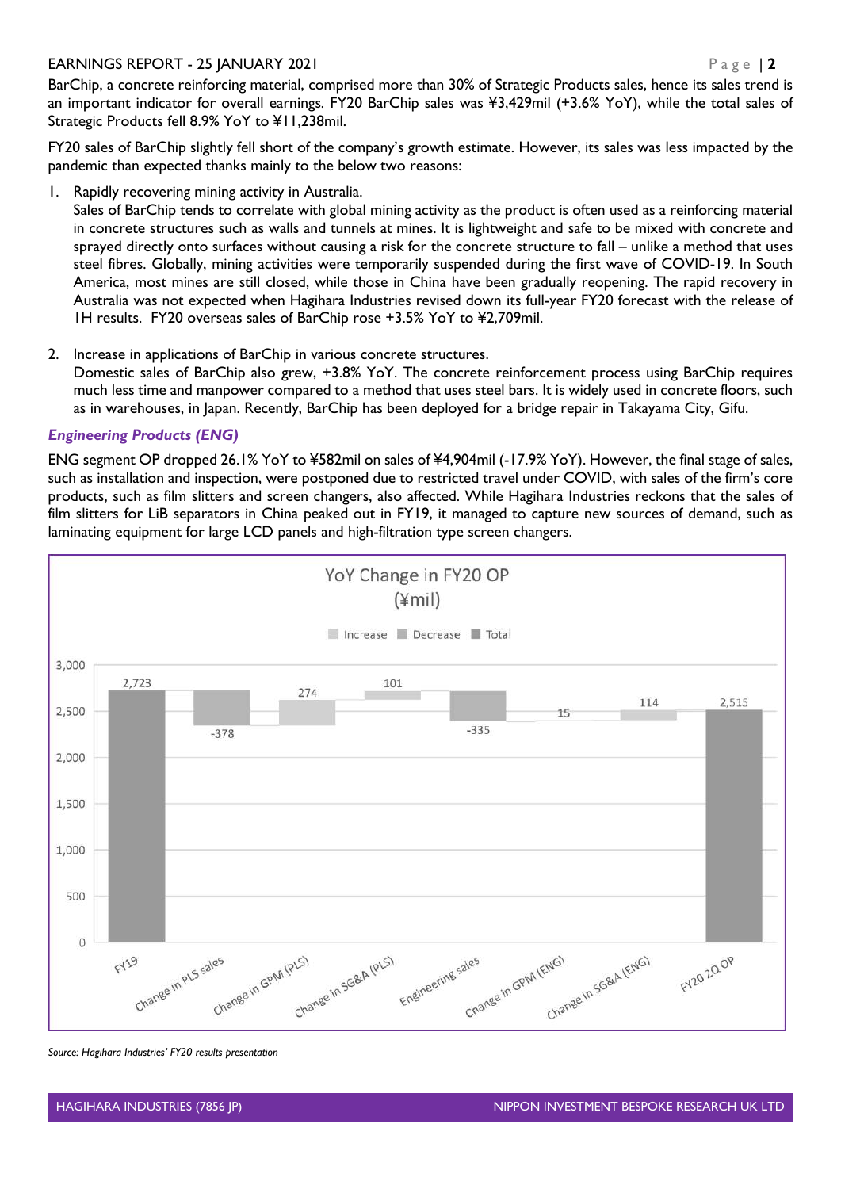BarChip, a concrete reinforcing material, comprised more than 30% of Strategic Products sales, hence its sales trend is an important indicator for overall earnings. FY20 BarChip sales was ¥3,429mil (+3.6% YoY), while the total sales of Strategic Products fell 8.9% YoY to ¥11,238mil.

FY20 sales of BarChip slightly fell short of the company's growth estimate. However, its sales was less impacted by the pandemic than expected thanks mainly to the below two reasons:

1. Rapidly recovering mining activity in Australia.
   Sales of BarChip tends to correlate with global mining activity as the product is often used as a reinforcing material in concrete structures such as walls and tunnels at mines. It is lightweight and safe to be mixed with concrete and sprayed directly onto surfaces without causing a risk for the concrete structure to fall – unlike a method that uses steel fibres. Globally, mining activities were temporarily suspended during the first wave of COVID-19. In South America, most mines are still closed, while those in China have been gradually reopening. The rapid recovery in Australia was not expected when Hagihara Industries revised down its full-year FY20 forecast with the release of 1H results. FY20 overseas sales of BarChip rose +3.5% YoY to ¥2,709mil.

2. Increase in applications of BarChip in various concrete structures.
   Domestic sales of BarChip also grew, +3.8% YoY. The concrete reinforcement process using BarChip requires much less time and manpower compared to a method that uses steel bars. It is widely used in concrete floors, such as in warehouses, in Japan. Recently, BarChip has been deployed for a bridge repair in Takayama City, Gifu.

### *Engineering Products (ENG)*

ENG segment OP dropped 26.1% YoY to ¥582mil on sales of ¥4,904mil (-17.9% YoY). However, the final stage of sales, such as installation and inspection, were postponed due to restricted travel under COVID, with sales of the firm's core products, such as film slitters and screen changers, also affected. While Hagihara Industries reckons that the sales of film slitters for LiB separators in China peaked out in FY19, it managed to capture new sources of demand, such as laminating equipment for large LCD panels and high-filtration type screen changers.

**YoY Change in FY20 OP (¥mil)**

| Item | Value |
|---|---|
| FY19 | 2,723 |
| Change in PLS sales | -378 |
| Change in GPM (PLS) | 274 |
| Change in SG&A (PLS) | 101 |
| Engineering sales | -335 |
| Change in GPM (ENG) | 15 |
| Change in SG&A (ENG) | 114 |
| FY20 2Q OP | 2,515 |

*Source: Hagihara Industries' FY20 results presentation*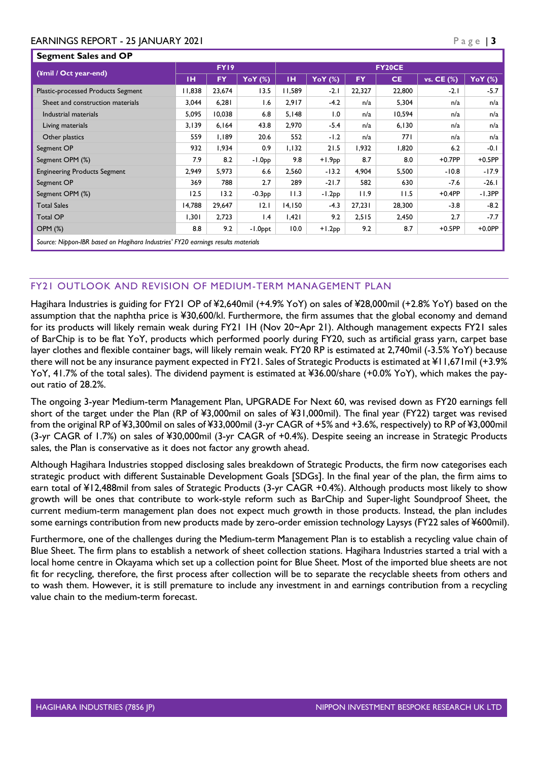**Segment Sales and OP**

| (¥mil / Oct year-end) | FY19 | | | FY20CE | | | | | |
|---|---|---|---|---|---|---|---|---|---|
| | 1H | FY | YoY (%) | 1H | YoY (%) | FY | CE | vs. CE (%) | YoY (%) |
| Plastic-processed Products Segment | 11,838 | 23,674 | 13.5 | 11,589 | -2.1 | 22,327 | 22,800 | -2.1 | -5.7 |
| Sheet and construction materials | 3,044 | 6,281 | 1.6 | 2,917 | -4.2 | n/a | 5,304 | n/a | n/a |
| Industrial materials | 5,095 | 10,038 | 6.8 | 5,148 | 1.0 | n/a | 10,594 | n/a | n/a |
| Living materials | 3,139 | 6,164 | 43.8 | 2,970 | -5.4 | n/a | 6,130 | n/a | n/a |
| Other plastics | 559 | 1,189 | 20.6 | 552 | -1.2 | n/a | 771 | n/a | n/a |
| Segment OP | 932 | 1,934 | 0.9 | 1,132 | 21.5 | 1,932 | 1,820 | 6.2 | -0.1 |
| Segment OPM (%) | 7.9 | 8.2 | -1.0pp | 9.8 | +1.9pp | 8.7 | 8.0 | +0.7PP | +0.5PP |
| Engineering Products Segment | 2,949 | 5,973 | 6.6 | 2,560 | -13.2 | 4,904 | 5,500 | -10.8 | -17.9 |
| Segment OP | 369 | 788 | 2.7 | 289 | -21.7 | 582 | 630 | -7.6 | -26.1 |
| Segment OPM (%) | 12.5 | 13.2 | -0.3pp | 11.3 | -1.2pp | 11.9 | 11.5 | +0.4PP | -1.3PP |
| Total Sales | 14,788 | 29,647 | 12.1 | 14,150 | -4.3 | 27,231 | 28,300 | -3.8 | -8.2 |
| Total OP | 1,301 | 2,723 | 1.4 | 1,421 | 9.2 | 2,515 | 2,450 | 2.7 | -7.7 |
| OPM (%) | 8.8 | 9.2 | -1.0ppt | 10.0 | +1.2pp | 9.2 | 8.7 | +0.5PP | +0.0PP |

*Source: Nippon-IBR based on Hagihara Industries' FY20 earnings results materials*

## FY21 OUTLOOK AND REVISION OF MEDIUM-TERM MANAGEMENT PLAN

Hagihara Industries is guiding for FY21 OP of ¥2,640mil (+4.9% YoY) on sales of ¥28,000mil (+2.8% YoY) based on the assumption that the naphtha price is ¥30,600/kl. Furthermore, the firm assumes that the global economy and demand for its products will likely remain weak during FY21 1H (Nov 20~Apr 21). Although management expects FY21 sales of BarChip is to be flat YoY, products which performed poorly during FY20, such as artificial grass yarn, carpet base layer clothes and flexible container bags, will likely remain weak. FY20 RP is estimated at 2,740mil (-3.5% YoY) because there will not be any insurance payment expected in FY21. Sales of Strategic Products is estimated at ¥11,671mil (+3.9% YoY, 41.7% of the total sales). The dividend payment is estimated at ¥36.00/share (+0.0% YoY), which makes the pay-out ratio of 28.2%.

The ongoing 3-year Medium-term Management Plan, UPGRADE For Next 60, was revised down as FY20 earnings fell short of the target under the Plan (RP of ¥3,000mil on sales of ¥31,000mil). The final year (FY22) target was revised from the original RP of ¥3,300mil on sales of ¥33,000mil (3-yr CAGR of +5% and +3.6%, respectively) to RP of ¥3,000mil (3-yr CAGR of 1.7%) on sales of ¥30,000mil (3-yr CAGR of +0.4%). Despite seeing an increase in Strategic Products sales, the Plan is conservative as it does not factor any growth ahead.

Although Hagihara Industries stopped disclosing sales breakdown of Strategic Products, the firm now categorises each strategic product with different Sustainable Development Goals [SDGs]. In the final year of the plan, the firm aims to earn total of ¥12,488mil from sales of Strategic Products (3-yr CAGR +0.4%). Although products most likely to show growth will be ones that contribute to work-style reform such as BarChip and Super-light Soundproof Sheet, the current medium-term management plan does not expect much growth in those products. Instead, the plan includes some earnings contribution from new products made by zero-order emission technology Laysys (FY22 sales of ¥600mil).

Furthermore, one of the challenges during the Medium-term Management Plan is to establish a recycling value chain of Blue Sheet. The firm plans to establish a network of sheet collection stations. Hagihara Industries started a trial with a local home centre in Okayama which set up a collection point for Blue Sheet. Most of the imported blue sheets are not fit for recycling, therefore, the first process after collection will be to separate the recyclable sheets from others and to wash them. However, it is still premature to include any investment in and earnings contribution from a recycling value chain to the medium-term forecast.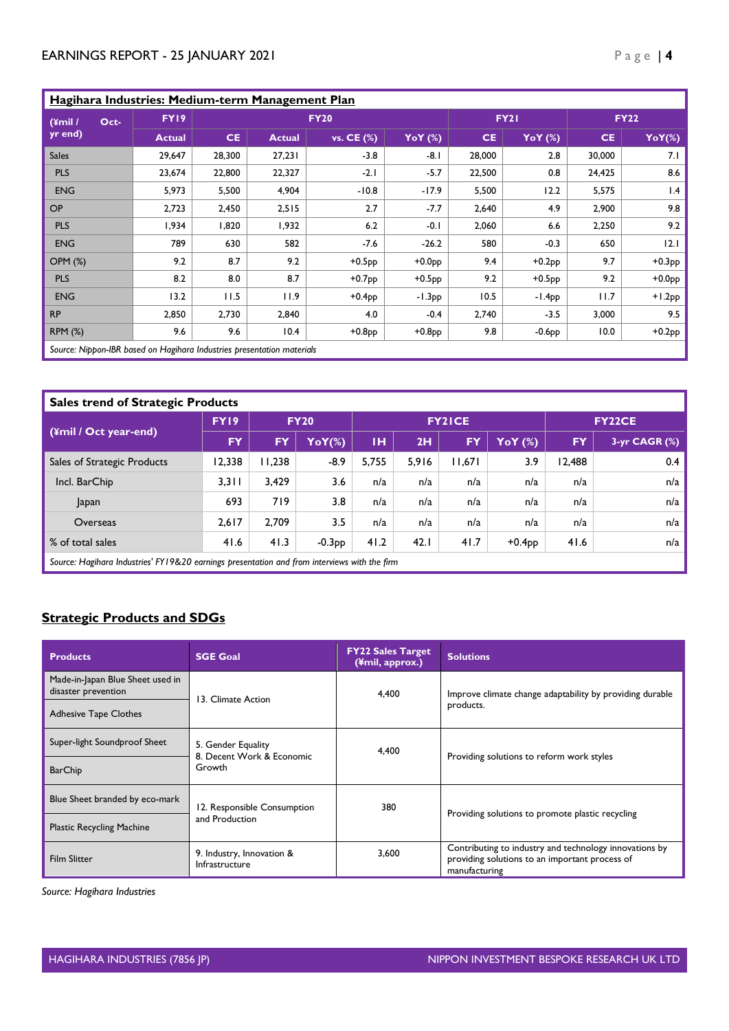**Hagihara Industries: Medium-term Management Plan**

| (¥mil / Oct-yr end) | FY19 | FY20 | | | | FY21 | | FY22 | |
|---|---|---|---|---|---|---|---|---|---|
| | Actual | CE | Actual | vs. CE (%) | YoY (%) | CE | YoY (%) | CE | YoY(%) |
| Sales | 29,647 | 28,300 | 27,231 | -3.8 | -8.1 | 28,000 | 2.8 | 30,000 | 7.1 |
| PLS | 23,674 | 22,800 | 22,327 | -2.1 | -5.7 | 22,500 | 0.8 | 24,425 | 8.6 |
| ENG | 5,973 | 5,500 | 4,904 | -10.8 | -17.9 | 5,500 | 12.2 | 5,575 | 1.4 |
| OP | 2,723 | 2,450 | 2,515 | 2.7 | -7.7 | 2,640 | 4.9 | 2,900 | 9.8 |
| PLS | 1,934 | 1,820 | 1,932 | 6.2 | -0.1 | 2,060 | 6.6 | 2,250 | 9.2 |
| ENG | 789 | 630 | 582 | -7.6 | -26.2 | 580 | -0.3 | 650 | 12.1 |
| OPM (%) | 9.2 | 8.7 | 9.2 | +0.5pp | +0.0pp | 9.4 | +0.2pp | 9.7 | +0.3pp |
| PLS | 8.2 | 8.0 | 8.7 | +0.7pp | +0.5pp | 9.2 | +0.5pp | 9.2 | +0.0pp |
| ENG | 13.2 | 11.5 | 11.9 | +0.4pp | -1.3pp | 10.5 | -1.4pp | 11.7 | +1.2pp |
| RP | 2,850 | 2,730 | 2,840 | 4.0 | -0.4 | 2,740 | -3.5 | 3,000 | 9.5 |
| RPM (%) | 9.6 | 9.6 | 10.4 | +0.8pp | +0.8pp | 9.8 | -0.6pp | 10.0 | +0.2pp |

*Source: Nippon-IBR based on Hagihara Industries presentation materials*

**Sales trend of Strategic Products**

| (¥mil / Oct year-end) | FY19 | FY20 | | FY21CE | | | | FY22CE | |
|---|---|---|---|---|---|---|---|---|---|
| | FY | FY | YoY(%) | 1H | 2H | FY | YoY (%) | FY | 3-yr CAGR (%) |
| Sales of Strategic Products | 12,338 | 11,238 | -8.9 | 5,755 | 5,916 | 11,671 | 3.9 | 12,488 | 0.4 |
| Incl. BarChip | 3,311 | 3,429 | 3.6 | n/a | n/a | n/a | n/a | n/a | n/a |
| Japan | 693 | 719 | 3.8 | n/a | n/a | n/a | n/a | n/a | n/a |
| Overseas | 2,617 | 2,709 | 3.5 | n/a | n/a | n/a | n/a | n/a | n/a |
| % of total sales | 41.6 | 41.3 | -0.3pp | 41.2 | 42.1 | 41.7 | +0.4pp | 41.6 | n/a |

*Source: Hagihara Industries' FY19&20 earnings presentation and from interviews with the firm*

## Strategic Products and SDGs

| Products | SGE Goal | FY22 Sales Target (¥mil, approx.) | Solutions |
|---|---|---|---|
| Made-in-Japan Blue Sheet used in disaster prevention<br>Adhesive Tape Clothes | 13. Climate Action | 4,400 | Improve climate change adaptability by providing durable products. |
| Super-light Soundproof Sheet<br>BarChip | 5. Gender Equality<br>8. Decent Work & Economic Growth | 4,400 | Providing solutions to reform work styles |
| Blue Sheet branded by eco-mark<br>Plastic Recycling Machine | 12. Responsible Consumption and Production | 380 | Providing solutions to promote plastic recycling |
| Film Slitter | 9. Industry, Innovation & Infrastructure | 3,600 | Contributing to industry and technology innovations by providing solutions to an important process of manufacturing |

*Source: Hagihara Industries*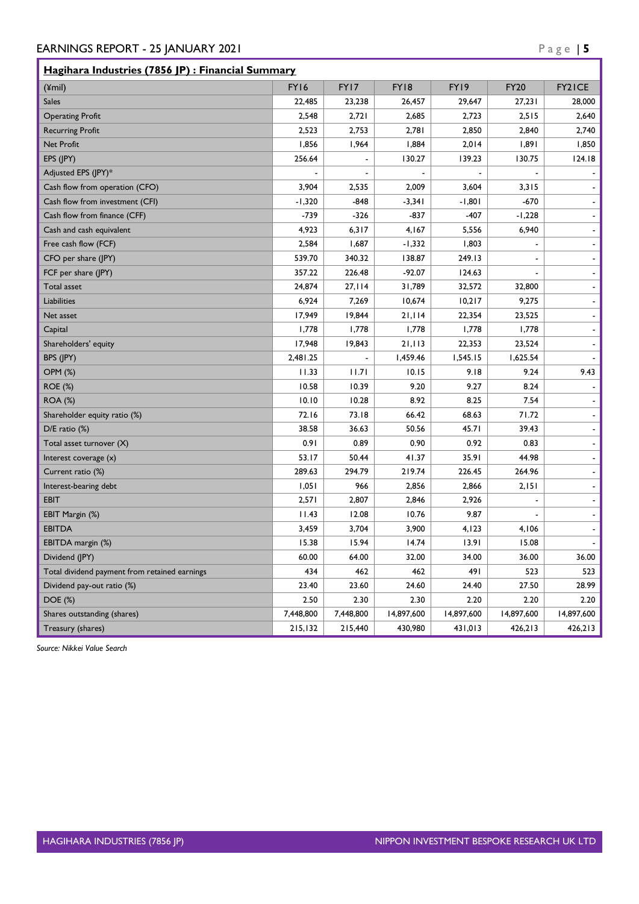## Hagihara Industries (7856 JP) : Financial Summary

| (¥mil) | FY16 | FY17 | FY18 | FY19 | FY20 | FY21CE |
|---|---|---|---|---|---|---|
| Sales | 22,485 | 23,238 | 26,457 | 29,647 | 27,231 | 28,000 |
| Operating Profit | 2,548 | 2,721 | 2,685 | 2,723 | 2,515 | 2,640 |
| Recurring Profit | 2,523 | 2,753 | 2,781 | 2,850 | 2,840 | 2,740 |
| Net Profit | 1,856 | 1,964 | 1,884 | 2,014 | 1,891 | 1,850 |
| EPS (JPY) | 256.64 | - | 130.27 | 139.23 | 130.75 | 124.18 |
| Adjusted EPS (JPY)* | - | - | - | - | - | - |
| Cash flow from operation (CFO) | 3,904 | 2,535 | 2,009 | 3,604 | 3,315 | - |
| Cash flow from investment (CFI) | -1,320 | -848 | -3,341 | -1,801 | -670 | - |
| Cash flow from finance (CFF) | -739 | -326 | -837 | -407 | -1,228 | - |
| Cash and cash equivalent | 4,923 | 6,317 | 4,167 | 5,556 | 6,940 | - |
| Free cash flow (FCF) | 2,584 | 1,687 | -1,332 | 1,803 | - | - |
| CFO per share (JPY) | 539.70 | 340.32 | 138.87 | 249.13 | - | - |
| FCF per share (JPY) | 357.22 | 226.48 | -92.07 | 124.63 | - | - |
| Total asset | 24,874 | 27,114 | 31,789 | 32,572 | 32,800 | - |
| Liabilities | 6,924 | 7,269 | 10,674 | 10,217 | 9,275 | - |
| Net asset | 17,949 | 19,844 | 21,114 | 22,354 | 23,525 | - |
| Capital | 1,778 | 1,778 | 1,778 | 1,778 | 1,778 | - |
| Shareholders' equity | 17,948 | 19,843 | 21,113 | 22,353 | 23,524 | - |
| BPS (JPY) | 2,481.25 | - | 1,459.46 | 1,545.15 | 1,625.54 | - |
| OPM (%) | 11.33 | 11.71 | 10.15 | 9.18 | 9.24 | 9.43 |
| ROE (%) | 10.58 | 10.39 | 9.20 | 9.27 | 8.24 | - |
| ROA (%) | 10.10 | 10.28 | 8.92 | 8.25 | 7.54 | - |
| Shareholder equity ratio (%) | 72.16 | 73.18 | 66.42 | 68.63 | 71.72 | - |
| D/E ratio (%) | 38.58 | 36.63 | 50.56 | 45.71 | 39.43 | - |
| Total asset turnover (X) | 0.91 | 0.89 | 0.90 | 0.92 | 0.83 | - |
| Interest coverage (x) | 53.17 | 50.44 | 41.37 | 35.91 | 44.98 | - |
| Current ratio (%) | 289.63 | 294.79 | 219.74 | 226.45 | 264.96 | - |
| Interest-bearing debt | 1,051 | 966 | 2,856 | 2,866 | 2,151 | - |
| EBIT | 2,571 | 2,807 | 2,846 | 2,926 | - | - |
| EBIT Margin (%) | 11.43 | 12.08 | 10.76 | 9.87 | - | - |
| EBITDA | 3,459 | 3,704 | 3,900 | 4,123 | 4,106 | - |
| EBITDA margin (%) | 15.38 | 15.94 | 14.74 | 13.91 | 15.08 | - |
| Dividend (JPY) | 60.00 | 64.00 | 32.00 | 34.00 | 36.00 | 36.00 |
| Total dividend payment from retained earnings | 434 | 462 | 462 | 491 | 523 | 523 |
| Dividend pay-out ratio (%) | 23.40 | 23.60 | 24.60 | 24.40 | 27.50 | 28.99 |
| DOE (%) | 2.50 | 2.30 | 2.30 | 2.20 | 2.20 | 2.20 |
| Shares outstanding (shares) | 7,448,800 | 7,448,800 | 14,897,600 | 14,897,600 | 14,897,600 | 14,897,600 |
| Treasury (shares) | 215,132 | 215,440 | 430,980 | 431,013 | 426,213 | 426,213 |

*Source: Nikkei Value Search*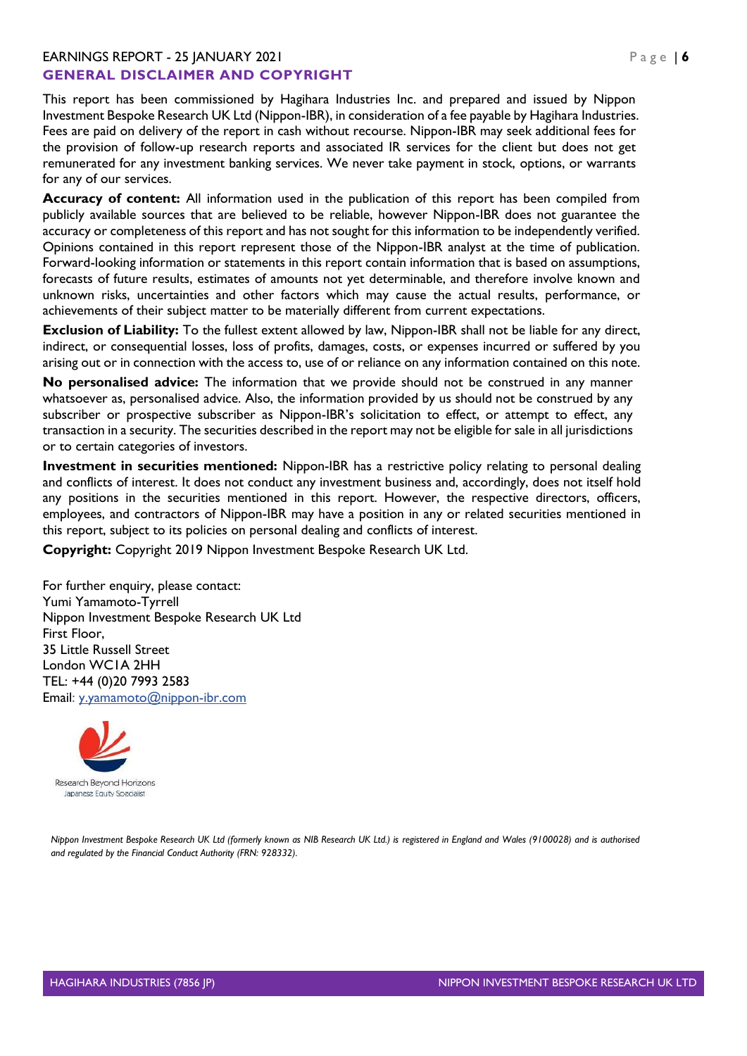## GENERAL DISCLAIMER AND COPYRIGHT

This report has been commissioned by Hagihara Industries Inc. and prepared and issued by Nippon Investment Bespoke Research UK Ltd (Nippon-IBR), in consideration of a fee payable by Hagihara Industries. Fees are paid on delivery of the report in cash without recourse. Nippon-IBR may seek additional fees for the provision of follow-up research reports and associated IR services for the client but does not get remunerated for any investment banking services. We never take payment in stock, options, or warrants for any of our services.

**Accuracy of content:** All information used in the publication of this report has been compiled from publicly available sources that are believed to be reliable, however Nippon-IBR does not guarantee the accuracy or completeness of this report and has not sought for this information to be independently verified. Opinions contained in this report represent those of the Nippon-IBR analyst at the time of publication. Forward-looking information or statements in this report contain information that is based on assumptions, forecasts of future results, estimates of amounts not yet determinable, and therefore involve known and unknown risks, uncertainties and other factors which may cause the actual results, performance, or achievements of their subject matter to be materially different from current expectations.

**Exclusion of Liability:** To the fullest extent allowed by law, Nippon-IBR shall not be liable for any direct, indirect, or consequential losses, loss of profits, damages, costs, or expenses incurred or suffered by you arising out or in connection with the access to, use of or reliance on any information contained on this note.

**No personalised advice:** The information that we provide should not be construed in any manner whatsoever as, personalised advice. Also, the information provided by us should not be construed by any subscriber or prospective subscriber as Nippon-IBR's solicitation to effect, or attempt to effect, any transaction in a security. The securities described in the report may not be eligible for sale in all jurisdictions or to certain categories of investors.

**Investment in securities mentioned:** Nippon-IBR has a restrictive policy relating to personal dealing and conflicts of interest. It does not conduct any investment business and, accordingly, does not itself hold any positions in the securities mentioned in this report. However, the respective directors, officers, employees, and contractors of Nippon-IBR may have a position in any or related securities mentioned in this report, subject to its policies on personal dealing and conflicts of interest.

**Copyright:** Copyright 2019 Nippon Investment Bespoke Research UK Ltd.

For further enquiry, please contact:
Yumi Yamamoto-Tyrrell
Nippon Investment Bespoke Research UK Ltd
First Floor,
35 Little Russell Street
London WC1A 2HH
TEL: +44 (0)20 7993 2583
Email: y.yamamoto@nippon-ibr.com

Research Beyond Horizons
Japanese Equity Specialist

*Nippon Investment Bespoke Research UK Ltd (formerly known as NIB Research UK Ltd.) is registered in England and Wales (9100028) and is authorised and regulated by the Financial Conduct Authority (FRN: 928332).*